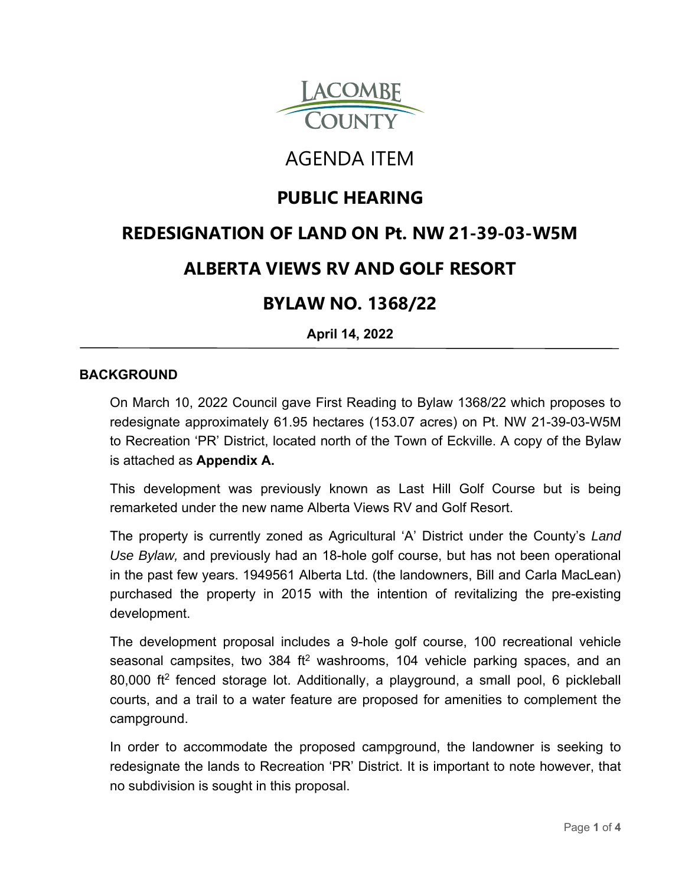LACOMBE COUNTY

# AGENDA ITEM

## PUBLIC HEARING

## REDESIGNATION OF LAND ON Pt. NW 21-39-03-W5M

## ALBERTA VIEWS RV AND GOLF RESORT

## BYLAW NO. 1368/22

**April 14, 2022**

---

### BACKGROUND

On March 10, 2022 Council gave First Reading to Bylaw 1368/22 which proposes to redesignate approximately 61.95 hectares (153.07 acres) on Pt. NW 21-39-03-W5M to Recreation 'PR' District, located north of the Town of Eckville. A copy of the Bylaw is attached as **Appendix A.**

This development was previously known as Last Hill Golf Course but is being remarketed under the new name Alberta Views RV and Golf Resort.

The property is currently zoned as Agricultural 'A' District under the County's *Land Use Bylaw,* and previously had an 18-hole golf course, but has not been operational in the past few years. 1949561 Alberta Ltd. (the landowners, Bill and Carla MacLean) purchased the property in 2015 with the intention of revitalizing the pre-existing development.

The development proposal includes a 9-hole golf course, 100 recreational vehicle seasonal campsites, two 384 $ft^2$ washrooms, 104 vehicle parking spaces, and an 80,000 $ft^2$ fenced storage lot. Additionally, a playground, a small pool, 6 pickleball courts, and a trail to a water feature are proposed for amenities to complement the campground.

In order to accommodate the proposed campground, the landowner is seeking to redesignate the lands to Recreation 'PR' District. It is important to note however, that no subdivision is sought in this proposal.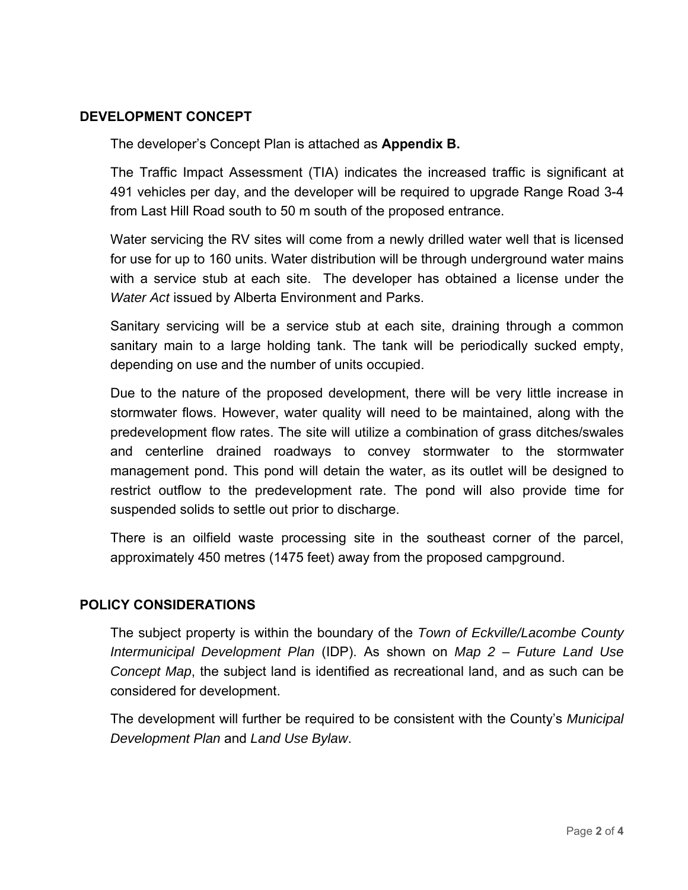## DEVELOPMENT CONCEPT

The developer's Concept Plan is attached as **Appendix B.**

The Traffic Impact Assessment (TIA) indicates the increased traffic is significant at 491 vehicles per day, and the developer will be required to upgrade Range Road 3-4 from Last Hill Road south to 50 m south of the proposed entrance.

Water servicing the RV sites will come from a newly drilled water well that is licensed for use for up to 160 units. Water distribution will be through underground water mains with a service stub at each site. The developer has obtained a license under the *Water Act* issued by Alberta Environment and Parks.

Sanitary servicing will be a service stub at each site, draining through a common sanitary main to a large holding tank. The tank will be periodically sucked empty, depending on use and the number of units occupied.

Due to the nature of the proposed development, there will be very little increase in stormwater flows. However, water quality will need to be maintained, along with the predevelopment flow rates. The site will utilize a combination of grass ditches/swales and centerline drained roadways to convey stormwater to the stormwater management pond. This pond will detain the water, as its outlet will be designed to restrict outflow to the predevelopment rate. The pond will also provide time for suspended solids to settle out prior to discharge.

There is an oilfield waste processing site in the southeast corner of the parcel, approximately 450 metres (1475 feet) away from the proposed campground.

## POLICY CONSIDERATIONS

The subject property is within the boundary of the *Town of Eckville/Lacombe County Intermunicipal Development Plan* (IDP). As shown on *Map 2 – Future Land Use Concept Map*, the subject land is identified as recreational land, and as such can be considered for development.

The development will further be required to be consistent with the County's *Municipal Development Plan* and *Land Use Bylaw*.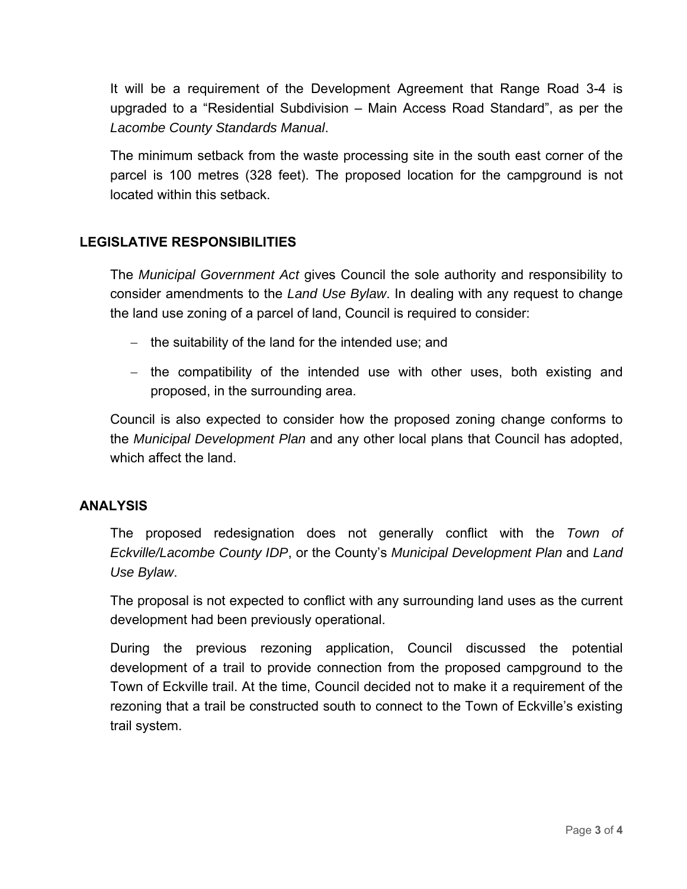It will be a requirement of the Development Agreement that Range Road 3-4 is upgraded to a "Residential Subdivision – Main Access Road Standard", as per the *Lacombe County Standards Manual*.

The minimum setback from the waste processing site in the south east corner of the parcel is 100 metres (328 feet). The proposed location for the campground is not located within this setback.

## LEGISLATIVE RESPONSIBILITIES

The *Municipal Government Act* gives Council the sole authority and responsibility to consider amendments to the *Land Use Bylaw*. In dealing with any request to change the land use zoning of a parcel of land, Council is required to consider:

- the suitability of the land for the intended use; and
- the compatibility of the intended use with other uses, both existing and proposed, in the surrounding area.

Council is also expected to consider how the proposed zoning change conforms to the *Municipal Development Plan* and any other local plans that Council has adopted, which affect the land.

## ANALYSIS

The proposed redesignation does not generally conflict with the *Town of Eckville/Lacombe County IDP*, or the County's *Municipal Development Plan* and *Land Use Bylaw*.

The proposal is not expected to conflict with any surrounding land uses as the current development had been previously operational.

During the previous rezoning application, Council discussed the potential development of a trail to provide connection from the proposed campground to the Town of Eckville trail. At the time, Council decided not to make it a requirement of the rezoning that a trail be constructed south to connect to the Town of Eckville's existing trail system.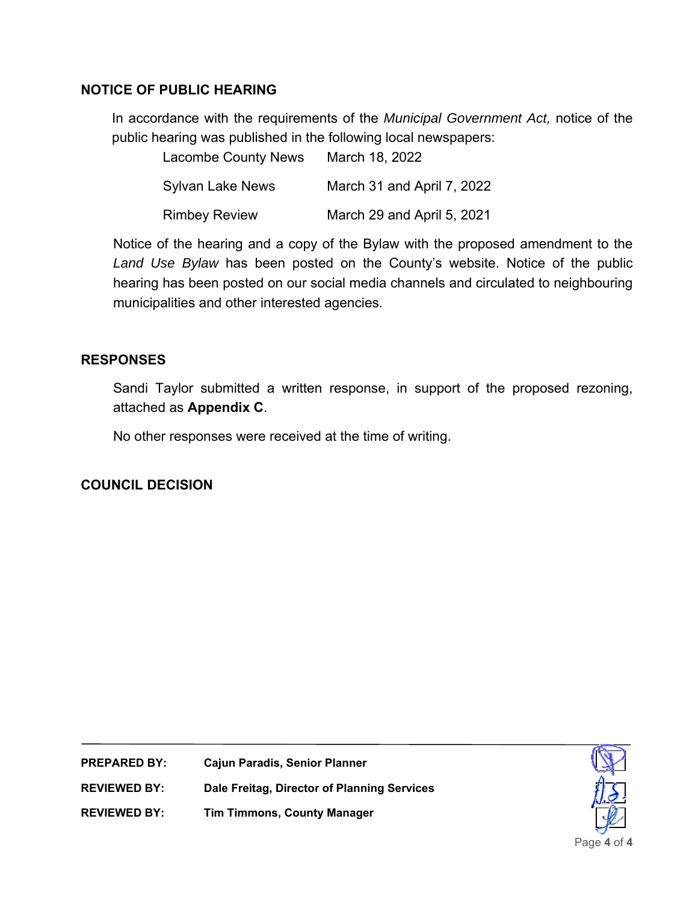## NOTICE OF PUBLIC HEARING

In accordance with the requirements of the *Municipal Government Act,* notice of the public hearing was published in the following local newspapers:

| | |
|---|---|
| Lacombe County News | March 18, 2022 |
| Sylvan Lake News | March 31 and April 7, 2022 |
| Rimbey Review | March 29 and April 5, 2021 |

Notice of the hearing and a copy of the Bylaw with the proposed amendment to the *Land Use Bylaw* has been posted on the County's website. Notice of the public hearing has been posted on our social media channels and circulated to neighbouring municipalities and other interested agencies.

## RESPONSES

Sandi Taylor submitted a written response, in support of the proposed rezoning, attached as **Appendix C**.

No other responses were received at the time of writing.

## COUNCIL DECISION

---

| | |
|---|---|
| **PREPARED BY:** | **Cajun Paradis, Senior Planner** |
| **REVIEWED BY:** | **Dale Freitag, Director of Planning Services** |
| **REVIEWED BY:** | **Tim Timmons, County Manager** |